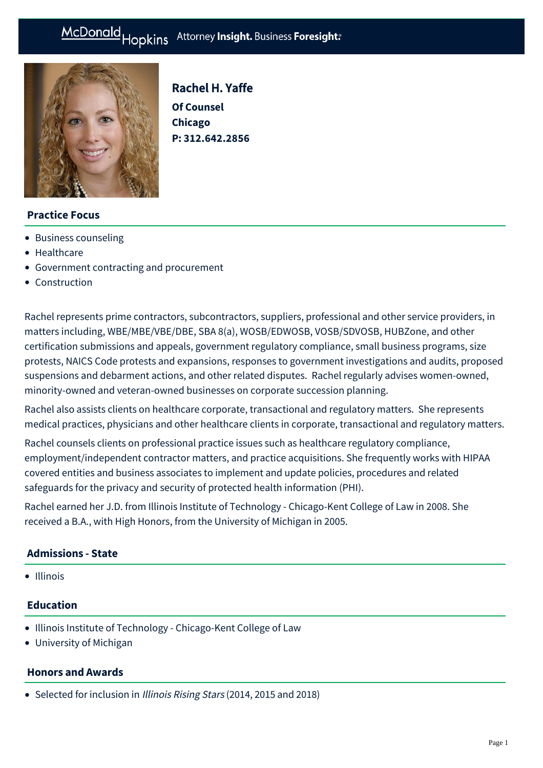McDonald Hopkins Attorney **Insight.** Business **Foresight.**

# Rachel H. Yaffe

**Of Counsel**
**Chicago**
**P: 312.642.2856**

## Practice Focus

- Business counseling
- Healthcare
- Government contracting and procurement
- Construction

Rachel represents prime contractors, subcontractors, suppliers, professional and other service providers, in matters including, WBE/MBE/VBE/DBE, SBA 8(a), WOSB/EDWOSB, VOSB/SDVOSB, HUBZone, and other certification submissions and appeals, government regulatory compliance, small business programs, size protests, NAICS Code protests and expansions, responses to government investigations and audits, proposed suspensions and debarment actions, and other related disputes. Rachel regularly advises women-owned, minority-owned and veteran-owned businesses on corporate succession planning.

Rachel also assists clients on healthcare corporate, transactional and regulatory matters. She represents medical practices, physicians and other healthcare clients in corporate, transactional and regulatory matters.

Rachel counsels clients on professional practice issues such as healthcare regulatory compliance, employment/independent contractor matters, and practice acquisitions. She frequently works with HIPAA covered entities and business associates to implement and update policies, procedures and related safeguards for the privacy and security of protected health information (PHI).

Rachel earned her J.D. from Illinois Institute of Technology - Chicago-Kent College of Law in 2008. She received a B.A., with High Honors, from the University of Michigan in 2005.

## Admissions - State

- Illinois

## Education

- Illinois Institute of Technology - Chicago-Kent College of Law
- University of Michigan

## Honors and Awards

- Selected for inclusion in *Illinois Rising Stars* (2014, 2015 and 2018)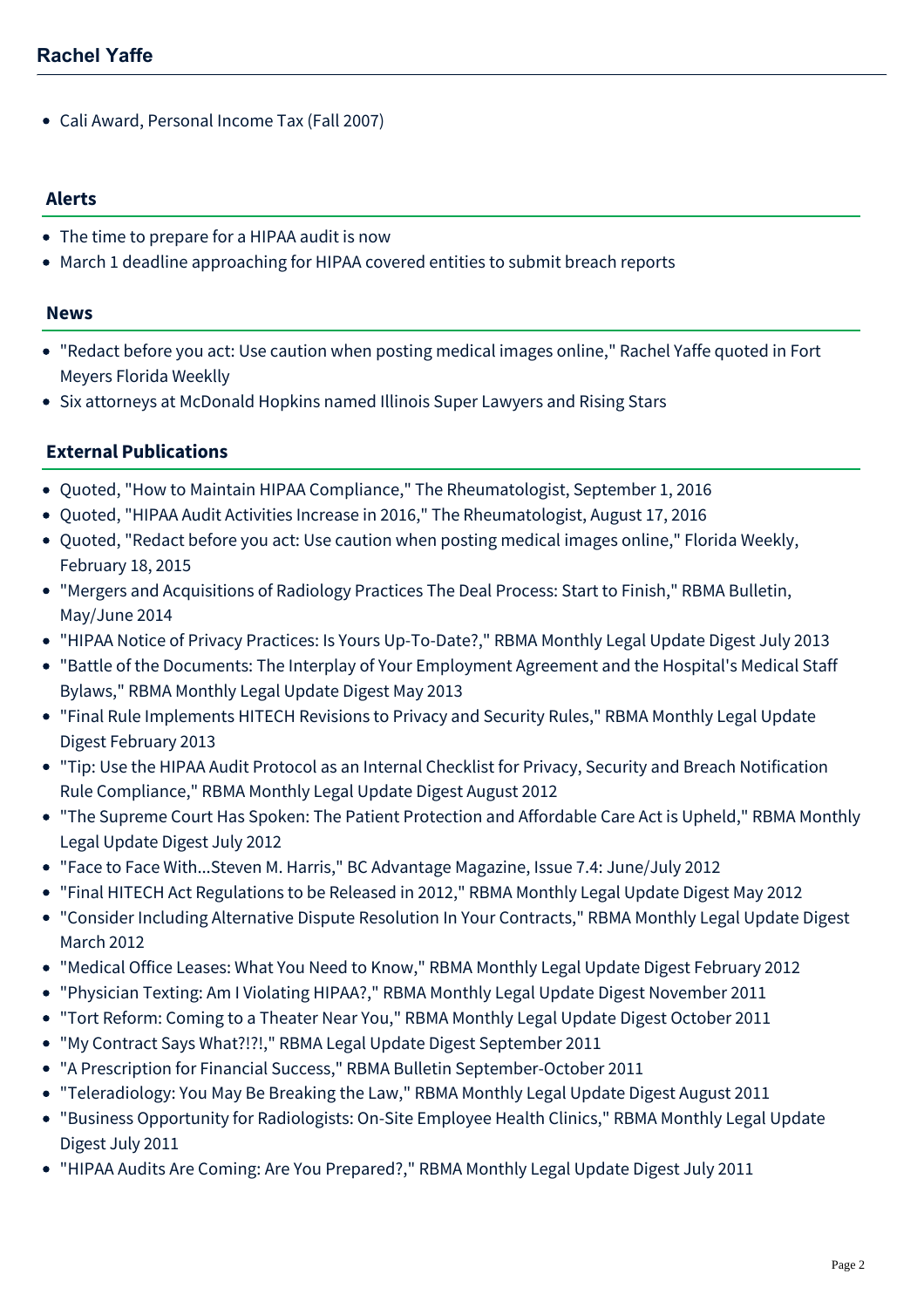- Cali Award, Personal Income Tax (Fall 2007)

## Alerts

- The time to prepare for a HIPAA audit is now
- March 1 deadline approaching for HIPAA covered entities to submit breach reports

## News

- "Redact before you act: Use caution when posting medical images online," Rachel Yaffe quoted in Fort Meyers Florida Weeklly
- Six attorneys at McDonald Hopkins named Illinois Super Lawyers and Rising Stars

## External Publications

- Quoted, "How to Maintain HIPAA Compliance," The Rheumatologist, September 1, 2016
- Quoted, "HIPAA Audit Activities Increase in 2016," The Rheumatologist, August 17, 2016
- Quoted, "Redact before you act: Use caution when posting medical images online," Florida Weekly, February 18, 2015
- "Mergers and Acquisitions of Radiology Practices The Deal Process: Start to Finish," RBMA Bulletin, May/June 2014
- "HIPAA Notice of Privacy Practices: Is Yours Up-To-Date?," RBMA Monthly Legal Update Digest July 2013
- "Battle of the Documents: The Interplay of Your Employment Agreement and the Hospital's Medical Staff Bylaws," RBMA Monthly Legal Update Digest May 2013
- "Final Rule Implements HITECH Revisions to Privacy and Security Rules," RBMA Monthly Legal Update Digest February 2013
- "Tip: Use the HIPAA Audit Protocol as an Internal Checklist for Privacy, Security and Breach Notification Rule Compliance," RBMA Monthly Legal Update Digest August 2012
- "The Supreme Court Has Spoken: The Patient Protection and Affordable Care Act is Upheld," RBMA Monthly Legal Update Digest July 2012
- "Face to Face With...Steven M. Harris," BC Advantage Magazine, Issue 7.4: June/July 2012
- "Final HITECH Act Regulations to be Released in 2012," RBMA Monthly Legal Update Digest May 2012
- "Consider Including Alternative Dispute Resolution In Your Contracts," RBMA Monthly Legal Update Digest March 2012
- "Medical Office Leases: What You Need to Know," RBMA Monthly Legal Update Digest February 2012
- "Physician Texting: Am I Violating HIPAA?," RBMA Monthly Legal Update Digest November 2011
- "Tort Reform: Coming to a Theater Near You," RBMA Monthly Legal Update Digest October 2011
- "My Contract Says What?!?!," RBMA Legal Update Digest September 2011
- "A Prescription for Financial Success," RBMA Bulletin September-October 2011
- "Teleradiology: You May Be Breaking the Law," RBMA Monthly Legal Update Digest August 2011
- "Business Opportunity for Radiologists: On-Site Employee Health Clinics," RBMA Monthly Legal Update Digest July 2011
- "HIPAA Audits Are Coming: Are You Prepared?," RBMA Monthly Legal Update Digest July 2011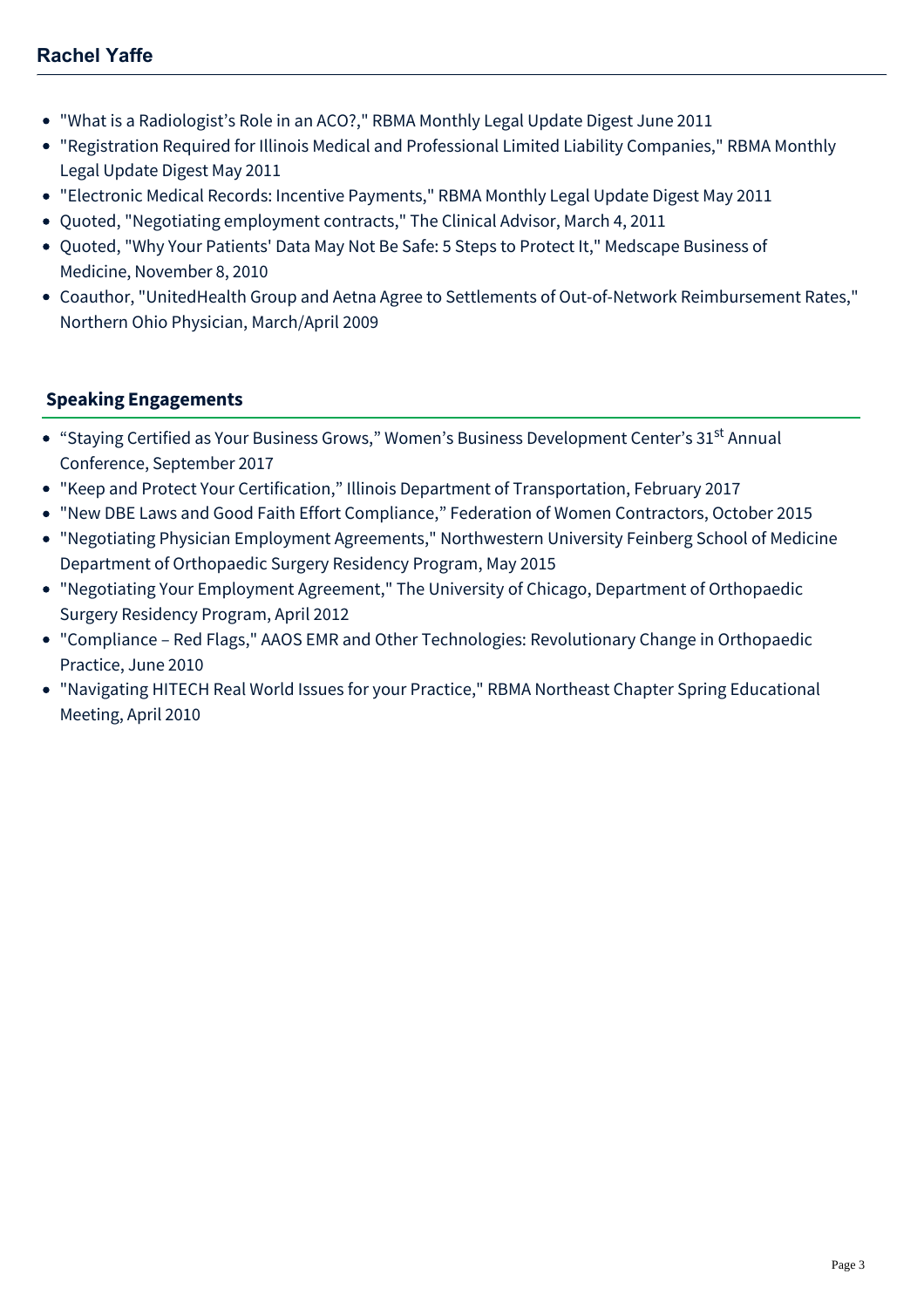- "What is a Radiologist's Role in an ACO?," RBMA Monthly Legal Update Digest June 2011
- "Registration Required for Illinois Medical and Professional Limited Liability Companies," RBMA Monthly Legal Update Digest May 2011
- "Electronic Medical Records: Incentive Payments," RBMA Monthly Legal Update Digest May 2011
- Quoted, "Negotiating employment contracts," The Clinical Advisor, March 4, 2011
- Quoted, "Why Your Patients' Data May Not Be Safe: 5 Steps to Protect It," Medscape Business of Medicine, November 8, 2010
- Coauthor, "UnitedHealth Group and Aetna Agree to Settlements of Out-of-Network Reimbursement Rates," Northern Ohio Physician, March/April 2009

## Speaking Engagements

- "Staying Certified as Your Business Grows," Women's Business Development Center's 31st Annual Conference, September 2017
- "Keep and Protect Your Certification," Illinois Department of Transportation, February 2017
- "New DBE Laws and Good Faith Effort Compliance," Federation of Women Contractors, October 2015
- "Negotiating Physician Employment Agreements," Northwestern University Feinberg School of Medicine Department of Orthopaedic Surgery Residency Program, May 2015
- "Negotiating Your Employment Agreement," The University of Chicago, Department of Orthopaedic Surgery Residency Program, April 2012
- "Compliance – Red Flags," AAOS EMR and Other Technologies: Revolutionary Change in Orthopaedic Practice, June 2010
- "Navigating HITECH Real World Issues for your Practice," RBMA Northeast Chapter Spring Educational Meeting, April 2010